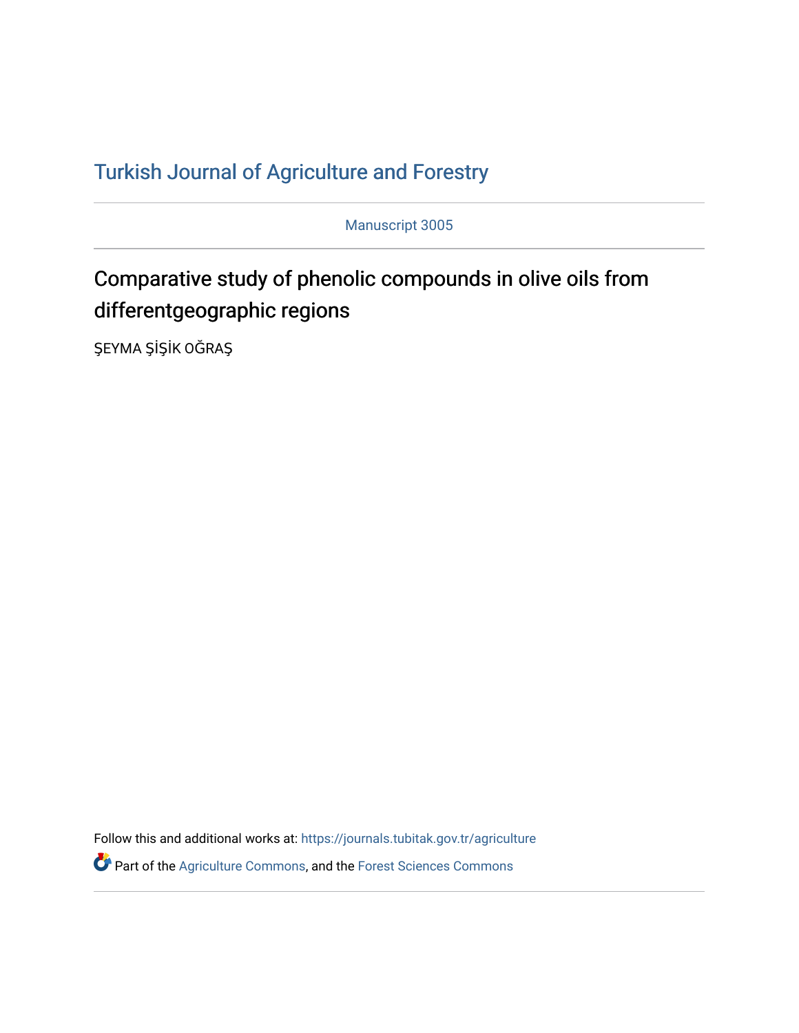Turkish Journal of Agriculture and Forestry

Manuscript 3005

# Comparative study of phenolic compounds in olive oils from differentgeographic regions

ŞEYMA ŞİŞİK OĞRAŞ

Follow this and additional works at: https://journals.tubitak.gov.tr/agriculture

Part of the Agriculture Commons, and the Forest Sciences Commons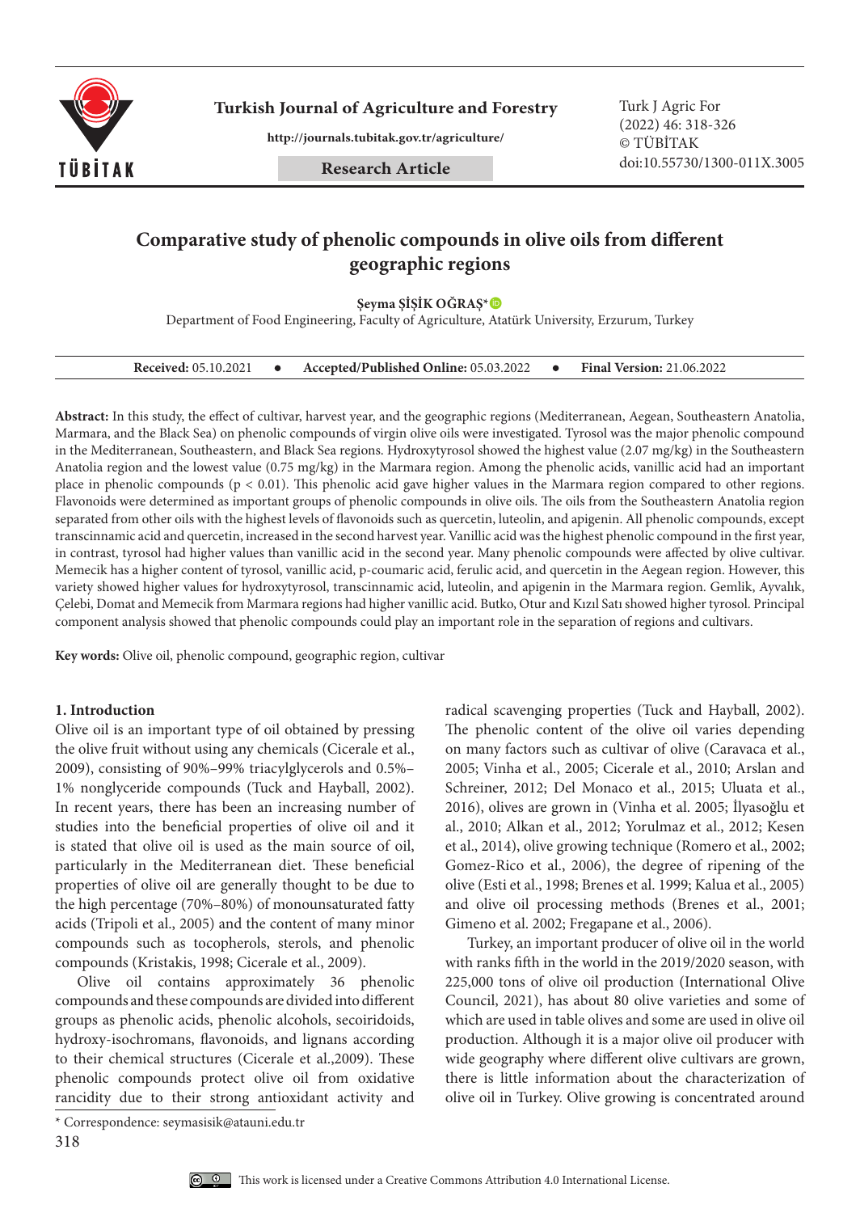# Comparative study of phenolic compounds in olive oils from different geographic regions

**Şeyma ŞİŞİK OĞRAŞ***

Department of Food Engineering, Faculty of Agriculture, Atatürk University, Erzurum, Turkey

**Received:** 05.10.2021 • **Accepted/Published Online:** 05.03.2022 • **Final Version:** 21.06.2022

**Abstract:** In this study, the effect of cultivar, harvest year, and the geographic regions (Mediterranean, Aegean, Southeastern Anatolia, Marmara, and the Black Sea) on phenolic compounds of virgin olive oils were investigated. Tyrosol was the major phenolic compound in the Mediterranean, Southeastern, and Black Sea regions. Hydroxytyrosol showed the highest value (2.07 mg/kg) in the Southeastern Anatolia region and the lowest value (0.75 mg/kg) in the Marmara region. Among the phenolic acids, vanillic acid had an important place in phenolic compounds ($p < 0.01$). This phenolic acid gave higher values in the Marmara region compared to other regions. Flavonoids were determined as important groups of phenolic compounds in olive oils. The oils from the Southeastern Anatolia region separated from other oils with the highest levels of flavonoids such as quercetin, luteolin, and apigenin. All phenolic compounds, except transcinnamic acid and quercetin, increased in the second harvest year. Vanillic acid was the highest phenolic compound in the first year, in contrast, tyrosol had higher values than vanillic acid in the second year. Many phenolic compounds were affected by olive cultivar. Memecik has a higher content of tyrosol, vanillic acid, p-coumaric acid, ferulic acid, and quercetin in the Aegean region. However, this variety showed higher values for hydroxytyrosol, transcinnamic acid, luteolin, and apigenin in the Marmara region. Gemlik, Ayvalık, Çelebi, Domat and Memecik from Marmara regions had higher vanillic acid. Butko, Otur and Kızıl Satı showed higher tyrosol. Principal component analysis showed that phenolic compounds could play an important role in the separation of regions and cultivars.

**Key words:** Olive oil, phenolic compound, geographic region, cultivar

## 1. Introduction

Olive oil is an important type of oil obtained by pressing the olive fruit without using any chemicals (Cicerale et al., 2009), consisting of 90%–99% triacylglycerols and 0.5%–1% nonglyceride compounds (Tuck and Hayball, 2002). In recent years, there has been an increasing number of studies into the beneficial properties of olive oil and it is stated that olive oil is used as the main source of oil, particularly in the Mediterranean diet. These beneficial properties of olive oil are generally thought to be due to the high percentage (70%–80%) of monounsaturated fatty acids (Tripoli et al., 2005) and the content of many minor compounds such as tocopherols, sterols, and phenolic compounds (Kristakis, 1998; Cicerale et al., 2009).

Olive oil contains approximately 36 phenolic compounds and these compounds are divided into different groups as phenolic acids, phenolic alcohols, secoiridoids, hydroxy-isochromans, flavonoids, and lignans according to their chemical structures (Cicerale et al.,2009). These phenolic compounds protect olive oil from oxidative rancidity due to their strong antioxidant activity and radical scavenging properties (Tuck and Hayball, 2002). The phenolic content of the olive oil varies depending on many factors such as cultivar of olive (Caravaca et al., 2005; Vinha et al., 2005; Cicerale et al., 2010; Arslan and Schreiner, 2012; Del Monaco et al., 2015; Uluata et al., 2016), olives are grown in (Vinha et al. 2005; İlyasoğlu et al., 2010; Alkan et al., 2012; Yorulmaz et al., 2012; Kesen et al., 2014), olive growing technique (Romero et al., 2002; Gomez-Rico et al., 2006), the degree of ripening of the olive (Esti et al., 1998; Brenes et al. 1999; Kalua et al., 2005) and olive oil processing methods (Brenes et al., 2001; Gimeno et al. 2002; Fregapane et al., 2006).

Turkey, an important producer of olive oil in the world with ranks fifth in the world in the 2019/2020 season, with 225,000 tons of olive oil production (International Olive Council, 2021), has about 80 olive varieties and some of which are used in table olives and some are used in olive oil production. Although it is a major olive oil producer with wide geography where different olive cultivars are grown, there is little information about the characterization of olive oil in Turkey. Olive growing is concentrated around

* Correspondence: seymasisik@atauni.edu.tr

This work is licensed under a Creative Commons Attribution 4.0 International License.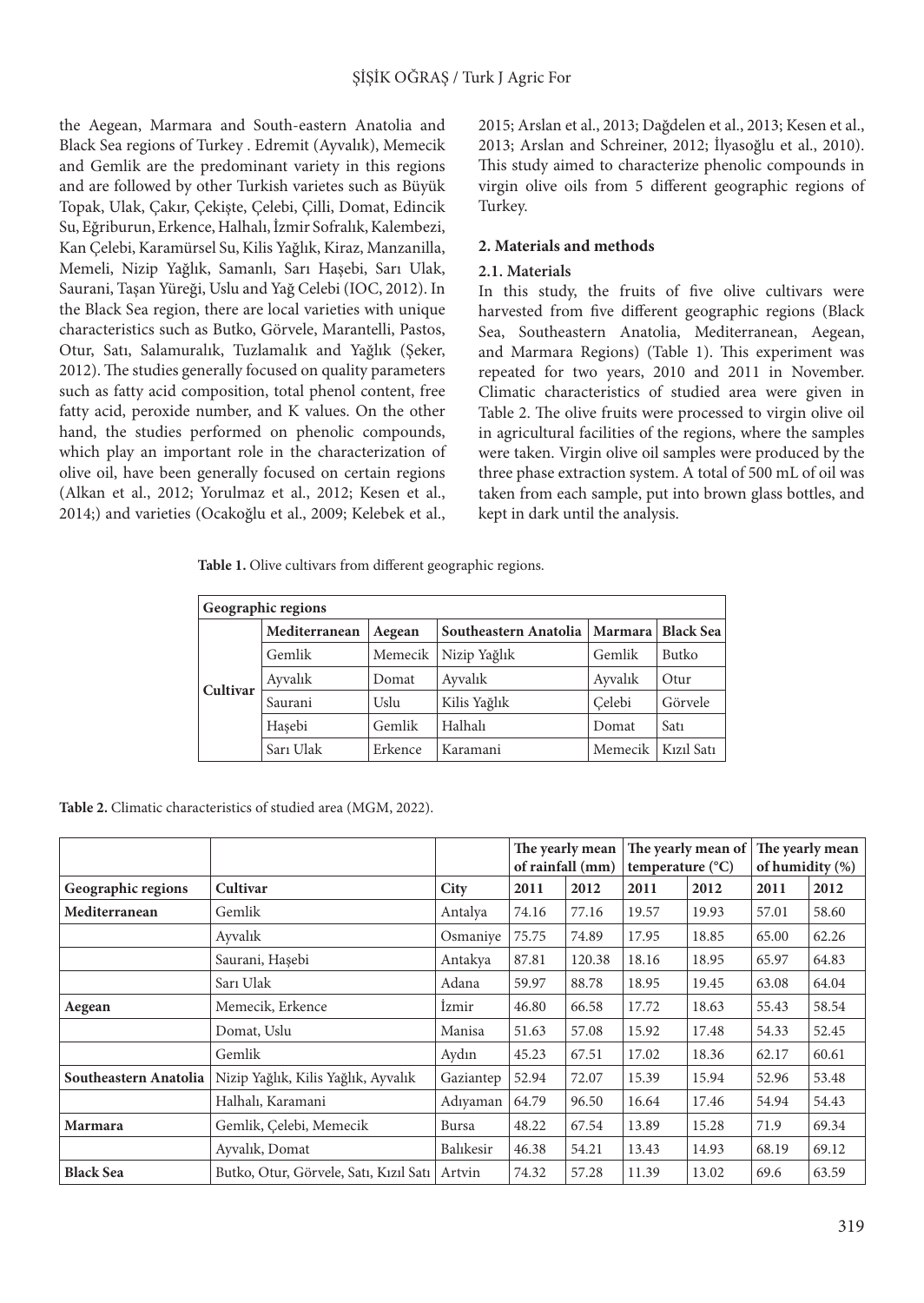the Aegean, Marmara and South-eastern Anatolia and Black Sea regions of Turkey . Edremit (Ayvalık), Memecik and Gemlik are the predominant variety in this regions and are followed by other Turkish varietes such as Büyük Topak, Ulak, Çakır, Çekişte, Çelebi, Çilli, Domat, Edincik Su, Eğriburun, Erkence, Halhalı, İzmir Sofralık, Kalembezi, Kan Çelebi, Karamürsel Su, Kilis Yağlık, Kiraz, Manzanilla, Memeli, Nizip Yağlık, Samanlı, Sarı Haşebi, Sarı Ulak, Saurani, Taşan Yüreği, Uslu and Yağ Celebi (IOC, 2012). In the Black Sea region, there are local varieties with unique characteristics such as Butko, Görvele, Marantelli, Pastos, Otur, Satı, Salamuralık, Tuzlamalık and Yağlık (Şeker, 2012). The studies generally focused on quality parameters such as fatty acid composition, total phenol content, free fatty acid, peroxide number, and K values. On the other hand, the studies performed on phenolic compounds, which play an important role in the characterization of olive oil, have been generally focused on certain regions (Alkan et al., 2012; Yorulmaz et al., 2012; Kesen et al., 2014;) and varieties (Ocakoğlu et al., 2009; Kelebek et al., 2015; Arslan et al., 2013; Dağdelen et al., 2013; Kesen et al., 2013; Arslan and Schreiner, 2012; İlyasoğlu et al., 2010). This study aimed to characterize phenolic compounds in virgin olive oils from 5 different geographic regions of Turkey.

## 2. Materials and methods

### 2.1. Materials

In this study, the fruits of five olive cultivars were harvested from five different geographic regions (Black Sea, Southeastern Anatolia, Mediterranean, Aegean, and Marmara Regions) (Table 1). This experiment was repeated for two years, 2010 and 2011 in November. Climatic characteristics of studied area were given in Table 2. The olive fruits were processed to virgin olive oil in agricultural facilities of the regions, where the samples were taken. Virgin olive oil samples were produced by the three phase extraction system. A total of 500 mL of oil was taken from each sample, put into brown glass bottles, and kept in dark until the analysis.

**Table 1.** Olive cultivars from different geographic regions.

| Geographic regions | | | | | |
|---|---|---|---|---|---|
| | **Mediterranean** | **Aegean** | **Southeastern Anatolia** | **Marmara** | **Black Sea** |
| **Cultivar** | Gemlik | Memecik | Nizip Yağlık | Gemlik | Butko |
| | Ayvalık | Domat | Ayvalık | Ayvalık | Otur |
| | Saurani | Uslu | Kilis Yağlık | Çelebi | Görvele |
| | Haşebi | Gemlik | Halhalı | Domat | Satı |
| | Sarı Ulak | Erkence | Karamani | Memecik | Kızıl Satı |

**Table 2.** Climatic characteristics of studied area (MGM, 2022).

| | | | The yearly mean of rainfall (mm) | | The yearly mean of temperature (°C) | | The yearly mean of humidity (%) | |
|---|---|---|---|---|---|---|---|---|
| **Geographic regions** | **Cultivar** | **City** | **2011** | **2012** | **2011** | **2012** | **2011** | **2012** |
| **Mediterranean** | Gemlik | Antalya | 74.16 | 77.16 | 19.57 | 19.93 | 57.01 | 58.60 |
| | Ayvalık | Osmaniye | 75.75 | 74.89 | 17.95 | 18.85 | 65.00 | 62.26 |
| | Saurani, Haşebi | Antakya | 87.81 | 120.38 | 18.16 | 18.95 | 65.97 | 64.83 |
| | Sarı Ulak | Adana | 59.97 | 88.78 | 18.95 | 19.45 | 63.08 | 64.04 |
| **Aegean** | Memecik, Erkence | İzmir | 46.80 | 66.58 | 17.72 | 18.63 | 55.43 | 58.54 |
| | Domat, Uslu | Manisa | 51.63 | 57.08 | 15.92 | 17.48 | 54.33 | 52.45 |
| | Gemlik | Aydın | 45.23 | 67.51 | 17.02 | 18.36 | 62.17 | 60.61 |
| **Southeastern Anatolia** | Nizip Yağlık, Kilis Yağlık, Ayvalık | Gaziantep | 52.94 | 72.07 | 15.39 | 15.94 | 52.96 | 53.48 |
| | Halhalı, Karamani | Adıyaman | 64.79 | 96.50 | 16.64 | 17.46 | 54.94 | 54.43 |
| **Marmara** | Gemlik, Çelebi, Memecik | Bursa | 48.22 | 67.54 | 13.89 | 15.28 | 71.9 | 69.34 |
| | Ayvalık, Domat | Balıkesir | 46.38 | 54.21 | 13.43 | 14.93 | 68.19 | 69.12 |
| **Black Sea** | Butko, Otur, Görvele, Satı, Kızıl Satı | Artvin | 74.32 | 57.28 | 11.39 | 13.02 | 69.6 | 63.59 |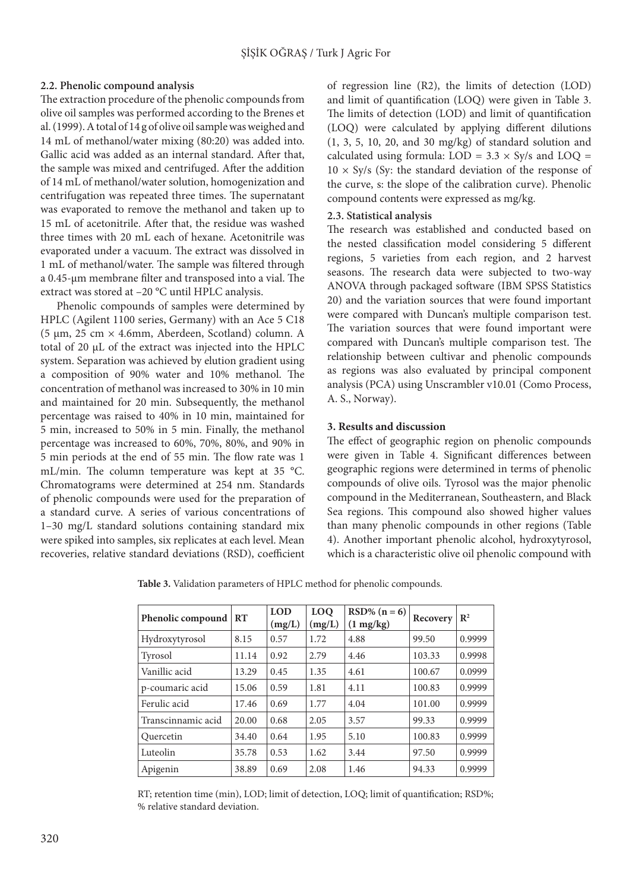### 2.2. Phenolic compound analysis

The extraction procedure of the phenolic compounds from olive oil samples was performed according to the Brenes et al. (1999). A total of 14 g of olive oil sample was weighed and 14 mL of methanol/water mixing (80:20) was added into. Gallic acid was added as an internal standard. After that, the sample was mixed and centrifuged. After the addition of 14 mL of methanol/water solution, homogenization and centrifugation was repeated three times. The supernatant was evaporated to remove the methanol and taken up to 15 mL of acetonitrile. After that, the residue was washed three times with 20 mL each of hexane. Acetonitrile was evaporated under a vacuum. The extract was dissolved in 1 mL of methanol/water. The sample was filtered through a 0.45-µm membrane filter and transposed into a vial. The extract was stored at –20 °C until HPLC analysis.

Phenolic compounds of samples were determined by HPLC (Agilent 1100 series, Germany) with an Ace 5 C18 (5 µm, 25 cm × 4.6mm, Aberdeen, Scotland) column. A total of 20 µL of the extract was injected into the HPLC system. Separation was achieved by elution gradient using a composition of 90% water and 10% methanol. The concentration of methanol was increased to 30% in 10 min and maintained for 20 min. Subsequently, the methanol percentage was raised to 40% in 10 min, maintained for 5 min, increased to 50% in 5 min. Finally, the methanol percentage was increased to 60%, 70%, 80%, and 90% in 5 min periods at the end of 55 min. The flow rate was 1 mL/min. The column temperature was kept at 35 °C. Chromatograms were determined at 254 nm. Standards of phenolic compounds were used for the preparation of a standard curve. A series of various concentrations of 1–30 mg/L standard solutions containing standard mix were spiked into samples, six replicates at each level. Mean recoveries, relative standard deviations (RSD), coefficient of regression line (R2), the limits of detection (LOD) and limit of quantification (LOQ) were given in Table 3. The limits of detection (LOD) and limit of quantification (LOQ) were calculated by applying different dilutions (1, 3, 5, 10, 20, and 30 mg/kg) of standard solution and calculated using formula: $LOD = 3.3 \times Sy/s$ and $LOQ = 10 \times Sy/s$ (Sy: the standard deviation of the response of the curve, s: the slope of the calibration curve). Phenolic compound contents were expressed as mg/kg.

### 2.3. Statistical analysis

The research was established and conducted based on the nested classification model considering 5 different regions, 5 varieties from each region, and 2 harvest seasons. The research data were subjected to two-way ANOVA through packaged software (IBM SPSS Statistics 20) and the variation sources that were found important were compared with Duncan's multiple comparison test. The variation sources that were found important were compared with Duncan's multiple comparison test. The relationship between cultivar and phenolic compounds as regions was also evaluated by principal component analysis (PCA) using Unscrambler v10.01 (Como Process, A. S., Norway).

## 3. Results and discussion

The effect of geographic region on phenolic compounds were given in Table 4. Significant differences between geographic regions were determined in terms of phenolic compounds of olive oils. Tyrosol was the major phenolic compound in the Mediterranean, Southeastern, and Black Sea regions. This compound also showed higher values than many phenolic compounds in other regions (Table 4). Another important phenolic alcohol, hydroxytyrosol, which is a characteristic olive oil phenolic compound with

**Table 3.** Validation parameters of HPLC method for phenolic compounds.

| Phenolic compound | RT | LOD (mg/L) | LOQ (mg/L) | RSD% (n = 6) (1 mg/kg) | Recovery | $R^2$ |
|---|---|---|---|---|---|---|
| Hydroxytyrosol | 8.15 | 0.57 | 1.72 | 4.88 | 99.50 | 0.9999 |
| Tyrosol | 11.14 | 0.92 | 2.79 | 4.46 | 103.33 | 0.9998 |
| Vanillic acid | 13.29 | 0.45 | 1.35 | 4.61 | 100.67 | 0.0999 |
| p-coumaric acid | 15.06 | 0.59 | 1.81 | 4.11 | 100.83 | 0.9999 |
| Ferulic acid | 17.46 | 0.69 | 1.77 | 4.04 | 101.00 | 0.9999 |
| Transcinnamic acid | 20.00 | 0.68 | 2.05 | 3.57 | 99.33 | 0.9999 |
| Quercetin | 34.40 | 0.64 | 1.95 | 5.10 | 100.83 | 0.9999 |
| Luteolin | 35.78 | 0.53 | 1.62 | 3.44 | 97.50 | 0.9999 |
| Apigenin | 38.89 | 0.69 | 2.08 | 1.46 | 94.33 | 0.9999 |

RT; retention time (min), LOD; limit of detection, LOQ; limit of quantification; RSD%; % relative standard deviation.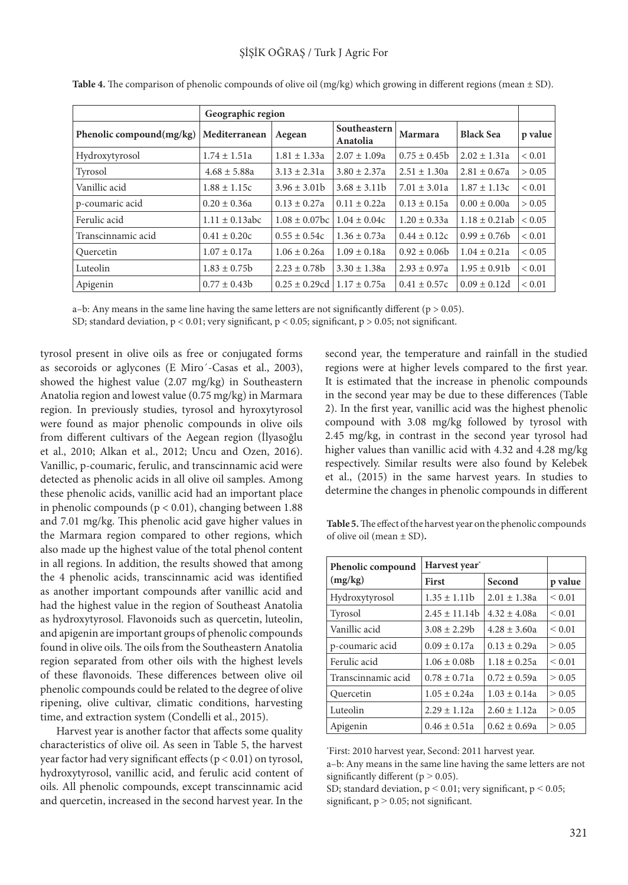**Table 4.** The comparison of phenolic compounds of olive oil (mg/kg) which growing in different regions (mean ± SD).

| | Geographic region | | | | | |
|---|---|---|---|---|---|---|
| Phenolic compound(mg/kg) | Mediterranean | Aegean | Southeastern Anatolia | Marmara | Black Sea | p value |
| Hydroxytyrosol | 1.74 ± 1.51a | 1.81 ± 1.33a | 2.07 ± 1.09a | 0.75 ± 0.45b | 2.02 ± 1.31a | < 0.01 |
| Tyrosol | 4.68 ± 5.88a | 3.13 ± 2.31a | 3.80 ± 2.37a | 2.51 ± 1.30a | 2.81 ± 0.67a | > 0.05 |
| Vanillic acid | 1.88 ± 1.15c | 3.96 ± 3.01b | 3.68 ± 3.11b | 7.01 ± 3.01a | 1.87 ± 1.13c | < 0.01 |
| p-coumaric acid | 0.20 ± 0.36a | 0.13 ± 0.27a | 0.11 ± 0.22a | 0.13 ± 0.15a | 0.00 ± 0.00a | > 0.05 |
| Ferulic acid | 1.11 ± 0.13abc | 1.08 ± 0.07bc | 1.04 ± 0.04c | 1.20 ± 0.33a | 1.18 ± 0.21ab | < 0.05 |
| Transcinnamic acid | 0.41 ± 0.20c | 0.55 ± 0.54c | 1.36 ± 0.73a | 0.44 ± 0.12c | 0.99 ± 0.76b | < 0.01 |
| Quercetin | 1.07 ± 0.17a | 1.06 ± 0.26a | 1.09 ± 0.18a | 0.92 ± 0.06b | 1.04 ± 0.21a | < 0.05 |
| Luteolin | 1.83 ± 0.75b | 2.23 ± 0.78b | 3.30 ± 1.38a | 2.93 ± 0.97a | 1.95 ± 0.91b | < 0.01 |
| Apigenin | 0.77 ± 0.43b | 0.25 ± 0.29cd | 1.17 ± 0.75a | 0.41 ± 0.57c | 0.09 ± 0.12d | < 0.01 |

a–b: Any means in the same line having the same letters are not significantly different ($p > 0.05$).
SD; standard deviation, $p < 0.01$; very significant, $p < 0.05$; significant, $p > 0.05$; not significant.

tyrosol present in olive oils as free or conjugated forms as secoroids or aglycones (E Miro´-Casas et al., 2003), showed the highest value (2.07 mg/kg) in Southeastern Anatolia region and lowest value (0.75 mg/kg) in Marmara region. In previously studies, tyrosol and hyroxytyrosol were found as major phenolic compounds in olive oils from different cultivars of the Aegean region (İlyasoğlu et al., 2010; Alkan et al., 2012; Uncu and Ozen, 2016). Vanillic, p-coumaric, ferulic, and transcinnamic acid were detected as phenolic acids in all olive oil samples. Among these phenolic acids, vanillic acid had an important place in phenolic compounds ($p < 0.01$), changing between 1.88 and 7.01 mg/kg. This phenolic acid gave higher values in the Marmara region compared to other regions, which also made up the highest value of the total phenol content in all regions. In addition, the results showed that among the 4 phenolic acids, transcinnamic acid was identified as another important compounds after vanillic acid and had the highest value in the region of Southeast Anatolia as hydroxytyrosol. Flavonoids such as quercetin, luteolin, and apigenin are important groups of phenolic compounds found in olive oils. The oils from the Southeastern Anatolia region separated from other oils with the highest levels of these flavonoids. These differences between olive oil phenolic compounds could be related to the degree of olive ripening, olive cultivar, climatic conditions, harvesting time, and extraction system (Condelli et al., 2015).

Harvest year is another factor that affects some quality characteristics of olive oil. As seen in Table 5, the harvest year factor had very significant effects ($p < 0.01$) on tyrosol, hydroxytyrosol, vanillic acid, and ferulic acid content of oils. All phenolic compounds, except transcinnamic acid and quercetin, increased in the second harvest year. In the second year, the temperature and rainfall in the studied regions were at higher levels compared to the first year. It is estimated that the increase in phenolic compounds in the second year may be due to these differences (Table 2). In the first year, vanillic acid was the highest phenolic compound with 3.08 mg/kg followed by tyrosol with 2.45 mg/kg, in contrast in the second year tyrosol had higher values than vanillic acid with 4.32 and 4.28 mg/kg respectively. Similar results were also found by Kelebek et al., (2015) in the same harvest years. In studies to determine the changes in phenolic compounds in different

**Table 5.** The effect of the harvest year on the phenolic compounds of olive oil (mean ± SD).

| Phenolic compound (mg/kg) | Harvest year* | | |
|---|---|---|---|
| | First | Second | p value |
| Hydroxytyrosol | 1.35 ± 1.11b | 2.01 ± 1.38a | < 0.01 |
| Tyrosol | 2.45 ± 11.14b | 4.32 ± 4.08a | < 0.01 |
| Vanillic acid | 3.08 ± 2.29b | 4.28 ± 3.60a | < 0.01 |
| p-coumaric acid | 0.09 ± 0.17a | 0.13 ± 0.29a | > 0.05 |
| Ferulic acid | 1.06 ± 0.08b | 1.18 ± 0.25a | < 0.01 |
| Transcinnamic acid | 0.78 ± 0.71a | 0.72 ± 0.59a | > 0.05 |
| Quercetin | 1.05 ± 0.24a | 1.03 ± 0.14a | > 0.05 |
| Luteolin | 2.29 ± 1.12a | 2.60 ± 1.12a | > 0.05 |
| Apigenin | 0.46 ± 0.51a | 0.62 ± 0.69a | > 0.05 |

*First: 2010 harvest year, Second: 2011 harvest year.
a–b: Any means in the same line having the same letters are not significantly different ($p > 0.05$).
SD; standard deviation, $p < 0.01$; very significant, $p < 0.05$; significant, $p > 0.05$; not significant.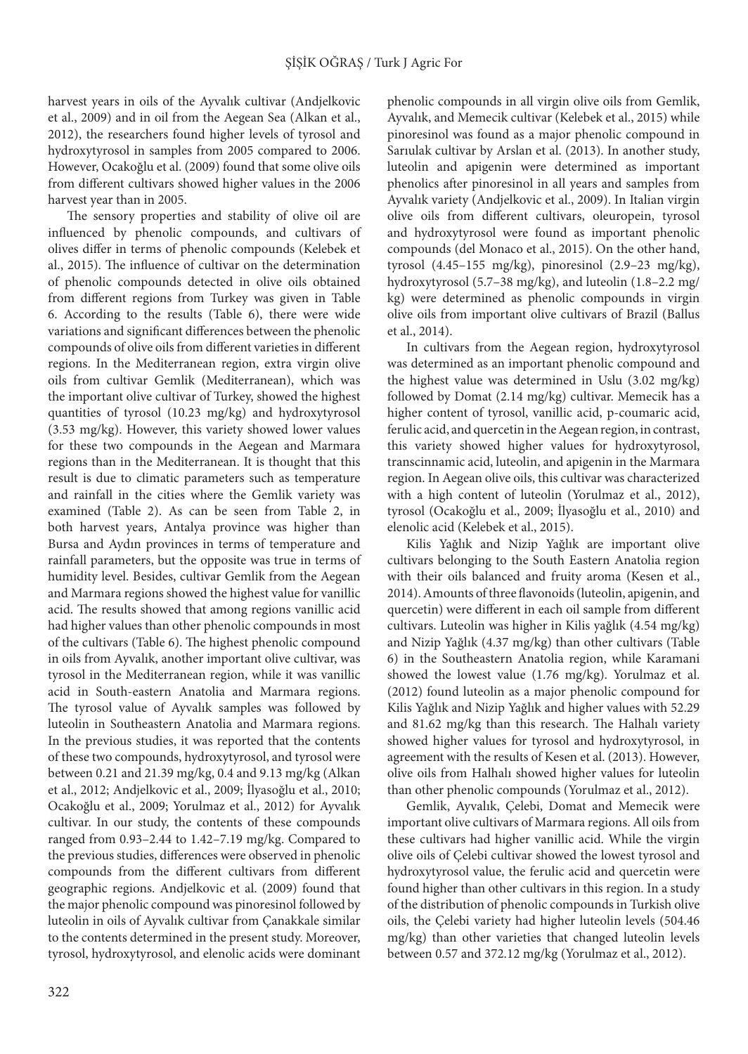harvest years in oils of the Ayvalık cultivar (Andjelkovic et al., 2009) and in oil from the Aegean Sea (Alkan et al., 2012), the researchers found higher levels of tyrosol and hydroxytyrosol in samples from 2005 compared to 2006. However, Ocakoğlu et al. (2009) found that some olive oils from different cultivars showed higher values in the 2006 harvest year than in 2005.

The sensory properties and stability of olive oil are influenced by phenolic compounds, and cultivars of olives differ in terms of phenolic compounds (Kelebek et al., 2015). The influence of cultivar on the determination of phenolic compounds detected in olive oils obtained from different regions from Turkey was given in Table 6. According to the results (Table 6), there were wide variations and significant differences between the phenolic compounds of olive oils from different varieties in different regions. In the Mediterranean region, extra virgin olive oils from cultivar Gemlik (Mediterranean), which was the important olive cultivar of Turkey, showed the highest quantities of tyrosol (10.23 mg/kg) and hydroxytyrosol (3.53 mg/kg). However, this variety showed lower values for these two compounds in the Aegean and Marmara regions than in the Mediterranean. It is thought that this result is due to climatic parameters such as temperature and rainfall in the cities where the Gemlik variety was examined (Table 2). As can be seen from Table 2, in both harvest years, Antalya province was higher than Bursa and Aydın provinces in terms of temperature and rainfall parameters, but the opposite was true in terms of humidity level. Besides, cultivar Gemlik from the Aegean and Marmara regions showed the highest value for vanillic acid. The results showed that among regions vanillic acid had higher values than other phenolic compounds in most of the cultivars (Table 6). The highest phenolic compound in oils from Ayvalık, another important olive cultivar, was tyrosol in the Mediterranean region, while it was vanillic acid in South-eastern Anatolia and Marmara regions. The tyrosol value of Ayvalık samples was followed by luteolin in Southeastern Anatolia and Marmara regions. In the previous studies, it was reported that the contents of these two compounds, hydroxytyrosol, and tyrosol were between 0.21 and 21.39 mg/kg, 0.4 and 9.13 mg/kg (Alkan et al., 2012; Andjelkovic et al., 2009; İlyasoğlu et al., 2010; Ocakoğlu et al., 2009; Yorulmaz et al., 2012) for Ayvalık cultivar. In our study, the contents of these compounds ranged from 0.93–2.44 to 1.42–7.19 mg/kg. Compared to the previous studies, differences were observed in phenolic compounds from the different cultivars from different geographic regions. Andjelkovic et al. (2009) found that the major phenolic compound was pinoresinol followed by luteolin in oils of Ayvalık cultivar from Çanakkale similar to the contents determined in the present study. Moreover, tyrosol, hydroxytyrosol, and elenolic acids were dominant phenolic compounds in all virgin olive oils from Gemlik, Ayvalık, and Memecik cultivar (Kelebek et al., 2015) while pinoresinol was found as a major phenolic compound in Sarıulak cultivar by Arslan et al. (2013). In another study, luteolin and apigenin were determined as important phenolics after pinoresinol in all years and samples from Ayvalık variety (Andjelkovic et al., 2009). In Italian virgin olive oils from different cultivars, oleuropein, tyrosol and hydroxytyrosol were found as important phenolic compounds (del Monaco et al., 2015). On the other hand, tyrosol (4.45–155 mg/kg), pinoresinol (2.9–23 mg/kg), hydroxytyrosol (5.7–38 mg/kg), and luteolin (1.8–2.2 mg/kg) were determined as phenolic compounds in virgin olive oils from important olive cultivars of Brazil (Ballus et al., 2014).

In cultivars from the Aegean region, hydroxytyrosol was determined as an important phenolic compound and the highest value was determined in Uslu (3.02 mg/kg) followed by Domat (2.14 mg/kg) cultivar. Memecik has a higher content of tyrosol, vanillic acid, p-coumaric acid, ferulic acid, and quercetin in the Aegean region, in contrast, this variety showed higher values for hydroxytyrosol, transcinnamic acid, luteolin, and apigenin in the Marmara region. In Aegean olive oils, this cultivar was characterized with a high content of luteolin (Yorulmaz et al., 2012), tyrosol (Ocakoğlu et al., 2009; İlyasoğlu et al., 2010) and elenolic acid (Kelebek et al., 2015).

Kilis Yağlık and Nizip Yağlık are important olive cultivars belonging to the South Eastern Anatolia region with their oils balanced and fruity aroma (Kesen et al., 2014). Amounts of three flavonoids (luteolin, apigenin, and quercetin) were different in each oil sample from different cultivars. Luteolin was higher in Kilis yağlık (4.54 mg/kg) and Nizip Yağlık (4.37 mg/kg) than other cultivars (Table 6) in the Southeastern Anatolia region, while Karamani showed the lowest value (1.76 mg/kg). Yorulmaz et al. (2012) found luteolin as a major phenolic compound for Kilis Yağlık and Nizip Yağlık and higher values with 52.29 and 81.62 mg/kg than this research. The Halhalı variety showed higher values for tyrosol and hydroxytyrosol, in agreement with the results of Kesen et al. (2013). However, olive oils from Halhalı showed higher values for luteolin than other phenolic compounds (Yorulmaz et al., 2012).

Gemlik, Ayvalık, Çelebi, Domat and Memecik were important olive cultivars of Marmara regions. All oils from these cultivars had higher vanillic acid. While the virgin olive oils of Çelebi cultivar showed the lowest tyrosol and hydroxytyrosol value, the ferulic acid and quercetin were found higher than other cultivars in this region. In a study of the distribution of phenolic compounds in Turkish olive oils, the Çelebi variety had higher luteolin levels (504.46 mg/kg) than other varieties that changed luteolin levels between 0.57 and 372.12 mg/kg (Yorulmaz et al., 2012).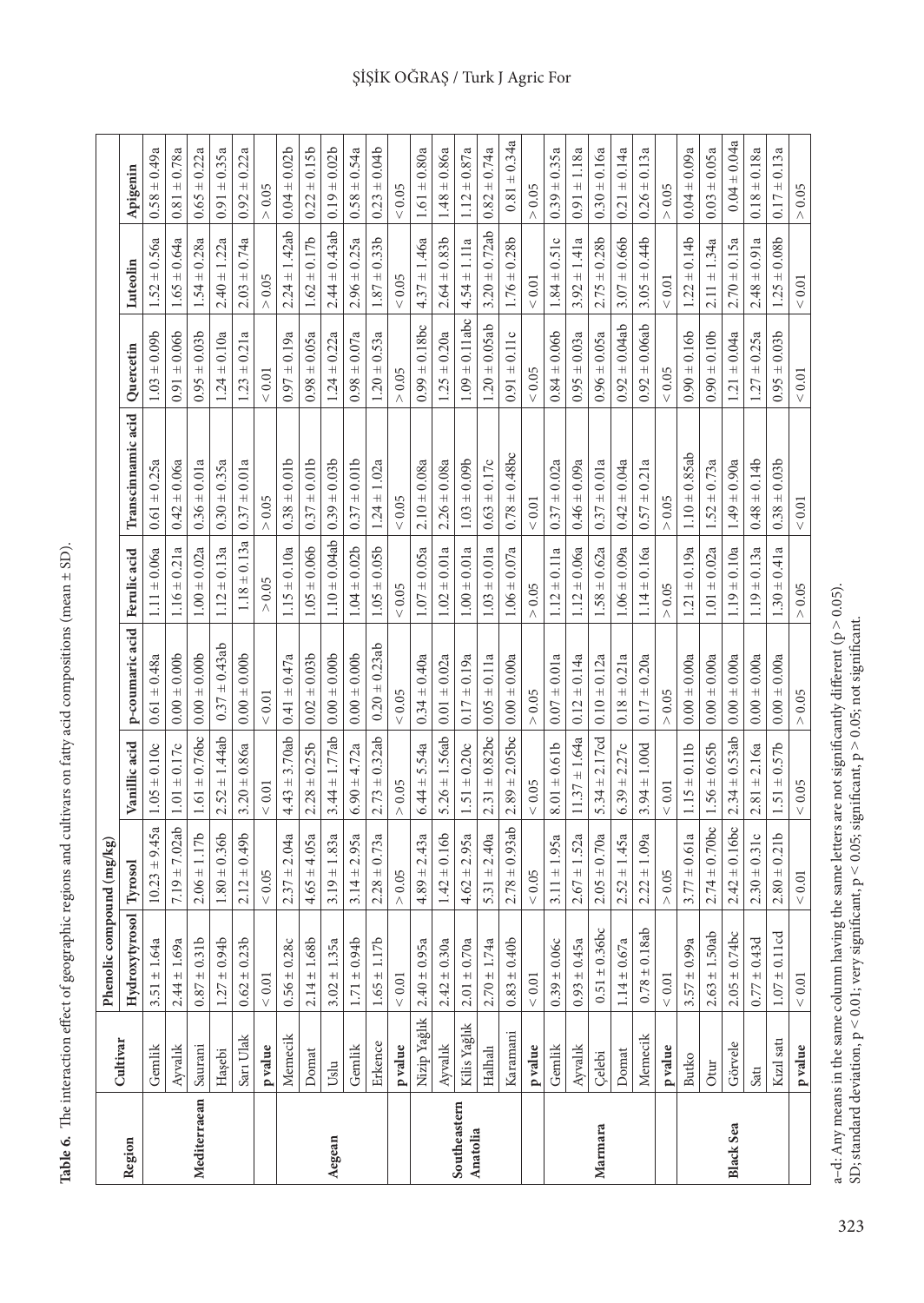**Table 6.** The interaction effect of geographic regions and cultivars on fatty acid compositions (mean ± SD).

| Region | Cultivar | Phenolic compound (mg/kg) | | | | | | | | |
|---|---|---|---|---|---|---|---|---|---|---|
| | | Hydroxytyrosol | Tyrosol | Vanillic acid | p-coumaric acid | Ferulic acid | Transcinnamic acid | Quercetin | Luteolin | Apigenin |
| Mediterraean | Gemlik | 3.51 ± 1.64a | 10.23 ± 9.45a | 1.05 ± 0.10c | 0.61 ± 0.48a | 1.11 ± 0.06a | 0.61 ± 0.25a | 1.03 ± 0.09b | 1.52 ± 0.56a | 0.58 ± 0.49a |
| | Ayvalık | 2.44 ± 1.69a | 7.19 ± 7.02ab | 1.01 ± 0.17c | 0.00 ± 0.00b | 1.16 ± 0.21a | 0.42 ± 0.06a | 0.91 ± 0.06b | 1.65 ± 0.64a | 0.81 ± 0.78a |
| | Saurani | 0.87 ± 0.31b | 2.06 ± 1.17b | 1.61 ± 0.76bc | 0.00 ± 0.00b | 1.00 ± 0.02a | 0.36 ± 0.01a | 0.95 ± 0.03b | 1.54 ± 0.28a | 0.65 ± 0.22a |
| | Haşebi | 1.27 ± 0.94b | 1.80 ± 0.36b | 2.52 ± 1.44ab | 0.37 ± 0.43ab | 1.12 ± 0.13a | 0.30 ± 0.35a | 1.24 ± 0.10a | 2.40 ± 1.22a | 0.91 ± 0.35a |
| | Sarı Ulak | 0.62 ± 0.23b | 2.12 ± 0.49b | 3.20 ± 0.86a | 0.00 ± 0.00b | 1.18 ± 0.13a | 0.37 ± 0.01a | 1.23 ± 0.21a | 2.03 ± 0.74a | 0.92 ± 0.22a |
| | **p value** | < 0.01 | < 0.05 | < 0.01 | < 0.01 | > 0.05 | > 0.05 | < 0.01 | > 0.05 | > 0.05 |
| Aegean | Memecik | 0.56 ± 0.28c | 2.37 ± 2.04a | 4.43 ± 3.70ab | 0.41 ± 0.47a | 1.15 ± 0.10a | 0.38 ± 0.01b | 0.97 ± 0.19a | 2.24 ± 1.42ab | 0.04 ± 0.02b |
| | Domat | 2.14 ± 1.68b | 4.65 ± 4.05a | 2.28 ± 0.25b | 0.02 ± 0.03b | 1.05 ± 0.06b | 0.37 ± 0.01b | 0.98 ± 0.05a | 1.62 ± 0.17b | 0.22 ± 0.15b |
| | Uslu | 3.02 ± 1.35a | 3.19 ± 1.83a | 3.44 ± 1.77ab | 0.00 ± 0.00b | 1.10 ± 0.04ab | 0.39 ± 0.03b | 1.24 ± 0.22a | 2.44 ± 0.43ab | 0.19 ± 0.02b |
| | Gemlik | 1.71 ± 0.94b | 3.14 ± 2.95a | 6.90 ± 4.72a | 0.00 ± 0.00b | 1.04 ± 0.02b | 0.37 ± 0.01b | 0.98 ± 0.07a | 2.96 ± 0.25a | 0.58 ± 0.54a |
| | Erkence | 1.65 ± 1.17b | 2.28 ± 0.73a | 2.73 ± 0.32ab | 0.20 ± 0.23ab | 1.05 ± 0.05b | 1.24 ± 1.02a | 1.20 ± 0.53a | 1.87 ± 0.33b | 0.23 ± 0.04b |
| | **p value** | < 0.01 | > 0.05 | > 0.05 | < 0.05 | < 0.05 | < 0.05 | > 0.05 | < 0.05 | < 0.05 |
| Southeastern Anatolia | Nizip Yağlık | 2.40 ± 0.95a | 4.89 ± 2.43a | 6.44 ± 5.54a | 0.34 ± 0.40a | 1.07 ± 0.05a | 2.10 ± 0.08a | 0.99 ± 0.18bc | 4.37 ± 1.46a | 1.61 ± 0.80a |
| | Ayvalık | 2.42 ± 0.30a | 1.42 ± 0.16b | 5.26 ± 1.56ab | 0.01 ± 0.02a | 1.02 ± 0.01a | 2.26 ± 0.08a | 1.25 ± 0.20a | 2.64 ± 0.83b | 1.48 ± 0.86a |
| | Kilis Yağlık | 2.01 ± 0.70a | 4.62 ± 2.95a | 1.51 ± 0.20c | 0.17 ± 0.19a | 1.00 ± 0.01a | 1.03 ± 0.09b | 1.09 ± 0.11abc | 4.54 ± 1.11a | 1.12 ± 0.87a |
| | Halhalı | 2.70 ± 1.74a | 5.31 ± 2.40a | 2.31 ± 0.82bc | 0.05 ± 0.11a | 1.03 ± 0.01a | 0.63 ± 0.17c | 1.20 ± 0.05ab | 3.20 ± 0.72ab | 0.82 ± 0.74a |
| | Karamani | 0.83 ± 0.40b | 2.78 ± 0.93ab | 2.89 ± 2.05bc | 0.00 ± 0.00a | 1.06 ± 0.07a | 0.78 ± 0.48bc | 0.91 ± 0.11c | 1.76 ± 0.28b | 0.81 ± 0.34a |
| | **p value** | < 0.01 | < 0.05 | < 0.05 | > 0.05 | > 0.05 | < 0.01 | < 0.05 | < 0.01 | > 0.05 |
| Marmara | Gemlik | 0.39 ± 0.06c | 3.11 ± 1.95a | 8.01 ± 0.61b | 0.07 ± 0.01a | 1.12 ± 0.11a | 0.37 ± 0.02a | 0.84 ± 0.06b | 1.84 ± 0.51c | 0.39 ± 0.35a |
| | Ayvalık | 0.93 ± 0.45a | 2.67 ± 1.52a | 11.37 ± 1.64a | 0.12 ± 0.14a | 1.12 ± 0.06a | 0.46 ± 0.09a | 0.95 ± 0.03a | 3.92 ± 1.41a | 0.91 ± 1.18a |
| | Çelebi | 0.51 ± 0.36bc | 2.05 ± 0.70a | 5.34 ± 2.17cd | 0.10 ± 0.12a | 1.58 ± 0.62a | 0.37 ± 0.01a | 0.96 ± 0.05a | 2.75 ± 0.28b | 0.30 ± 0.16a |
| | Domat | 1.14 ± 0.67a | 2.52 ± 1.45a | 6.39 ± 2.27c | 0.18 ± 0.21a | 1.06 ± 0.09a | 0.42 ± 0.04a | 0.92 ± 0.04ab | 3.07 ± 0.66b | 0.21 ± 0.14a |
| | Memecik | 0.78 ± 0.18ab | 2.22 ± 1.09a | 3.94 ± 1.00d | 0.17 ± 0.20a | 1.14 ± 0.16a | 0.57 ± 0.21a | 0.92 ± 0.06ab | 3.05 ± 0.44b | 0.26 ± 0.13a |
| | **p value** | < 0.01 | > 0.05 | < 0.01 | > 0.05 | > 0.05 | > 0.05 | < 0.05 | < 0.01 | > 0.05 |
| Black Sea | Butko | 3.57 ± 0.99a | 3.77 ± 0.61a | 1.15 ± 0.11b | 0.00 ± 0.00a | 1.21 ± 0.19a | 1.10 ± 0.85ab | 0.90 ± 0.16b | 1.22 ± 0.14b | 0.04 ± 0.09a |
| | Otur | 2.63 ± 1.50ab | 2.74 ± 0.70bc | 1.56 ± 0.65b | 0.00 ± 0.00a | 1.01 ± 0.02a | 1.52 ± 0.73a | 0.90 ± 0.10b | 2.11 ± 1.34a | 0.03 ± 0.05a |
| | Görvele | 2.05 ± 0.74bc | 2.42 ± 0.16bc | 2.34 ± 0.53ab | 0.00 ± 0.00a | 1.19 ± 0.10a | 1.49 ± 0.90a | 1.21 ± 0.04a | 2.70 ± 0.15a | 0.04 ± 0.04a |
| | Satı | 0.77 ± 0.43d | 2.30 ± 0.31c | 2.81 ± 2.16a | 0.00 ± 0.00a | 1.19 ± 0.13a | 0.48 ± 0.14b | 1.27 ± 0.25a | 2.48 ± 0.91a | 0.18 ± 0.18a |
| | Kızıl satı | 1.07 ± 0.11cd | 2.80 ± 0.21b | 1.51 ± 0.57b | 0.00 ± 0.00a | 1.30 ± 0.41a | 0.38 ± 0.03b | 0.95 ± 0.03b | 1.25 ± 0.08b | 0.17 ± 0.13a |
| | **p value** | < 0.01 | < 0.01 | < 0.05 | > 0.05 | > 0.05 | < 0.01 | < 0.01 | < 0.01 | > 0.05 |

a–d: Any means in the same column having the same letters are not significantly different ($p > 0.05$).
SD; standard deviation, $p < 0.01$; very significant, $p < 0.05$; significant, $p > 0.05$; not significant.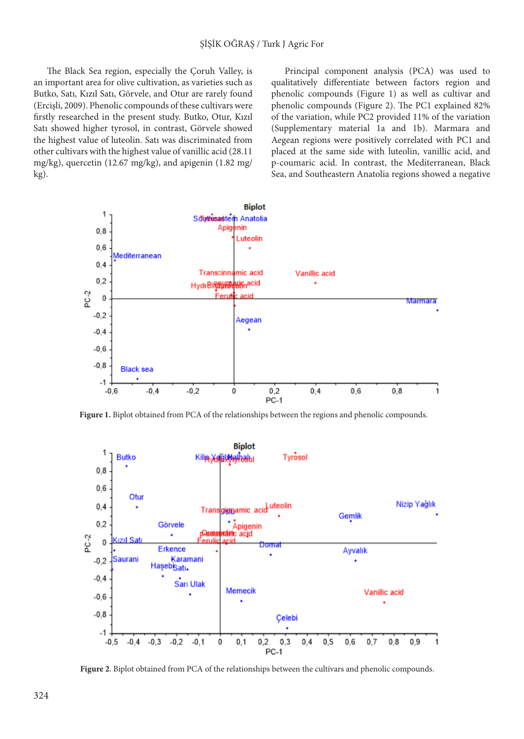The Black Sea region, especially the Çoruh Valley, is an important area for olive cultivation, as varieties such as Butko, Satı, Kızıl Satı, Görvele, and Otur are rarely found (Ercişli, 2009). Phenolic compounds of these cultivars were firstly researched in the present study. Butko, Otur, Kızıl Satı showed higher tyrosol, in contrast, Görvele showed the highest value of luteolin. Satı was discriminated from other cultivars with the highest value of vanillic acid (28.11 mg/kg), quercetin (12.67 mg/kg), and apigenin (1.82 mg/kg).

Principal component analysis (PCA) was used to qualitatively differentiate between factors region and phenolic compounds (Figure 1) as well as cultivar and phenolic compounds (Figure 2). The PC1 explained 82% of the variation, while PC2 provided 11% of the variation (Supplementary material 1a and 1b). Marmara and Aegean regions were positively correlated with PC1 and placed at the same side with luteolin, vanillic acid, and p-coumaric acid. In contrast, the Mediterranean, Black Sea, and Southeastern Anatolia regions showed a negative

**Figure 1.** Biplot obtained from PCA of the relationships between the regions and phenolic compounds.

**Figure 2**. Biplot obtained from PCA of the relationships between the cultivars and phenolic compounds.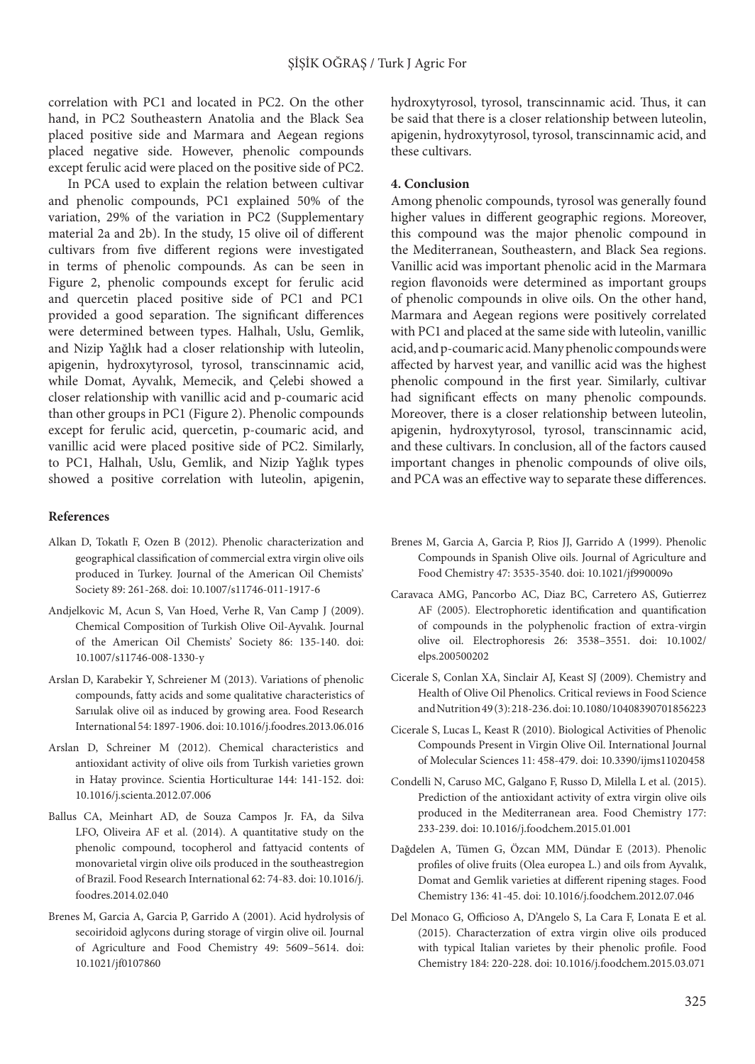correlation with PC1 and located in PC2. On the other hand, in PC2 Southeastern Anatolia and the Black Sea placed positive side and Marmara and Aegean regions placed negative side. However, phenolic compounds except ferulic acid were placed on the positive side of PC2.

In PCA used to explain the relation between cultivar and phenolic compounds, PC1 explained 50% of the variation, 29% of the variation in PC2 (Supplementary material 2a and 2b). In the study, 15 olive oil of different cultivars from five different regions were investigated in terms of phenolic compounds. As can be seen in Figure 2, phenolic compounds except for ferulic acid and quercetin placed positive side of PC1 and PC1 provided a good separation. The significant differences were determined between types. Halhalı, Uslu, Gemlik, and Nizip Yağlık had a closer relationship with luteolin, apigenin, hydroxytyrosol, tyrosol, transcinnamic acid, while Domat, Ayvalık, Memecik, and Çelebi showed a closer relationship with vanillic acid and p-coumaric acid than other groups in PC1 (Figure 2). Phenolic compounds except for ferulic acid, quercetin, p-coumaric acid, and vanillic acid were placed positive side of PC2. Similarly, to PC1, Halhalı, Uslu, Gemlik, and Nizip Yağlık types showed a positive correlation with luteolin, apigenin, hydroxytyrosol, tyrosol, transcinnamic acid. Thus, it can be said that there is a closer relationship between luteolin, apigenin, hydroxytyrosol, tyrosol, transcinnamic acid, and these cultivars.

## 4. Conclusion

Among phenolic compounds, tyrosol was generally found higher values in different geographic regions. Moreover, this compound was the major phenolic compound in the Mediterranean, Southeastern, and Black Sea regions. Vanillic acid was important phenolic acid in the Marmara region flavonoids were determined as important groups of phenolic compounds in olive oils. On the other hand, Marmara and Aegean regions were positively correlated with PC1 and placed at the same side with luteolin, vanillic acid, and p-coumaric acid. Many phenolic compounds were affected by harvest year, and vanillic acid was the highest phenolic compound in the first year. Similarly, cultivar had significant effects on many phenolic compounds. Moreover, there is a closer relationship between luteolin, apigenin, hydroxytyrosol, tyrosol, transcinnamic acid, and these cultivars. In conclusion, all of the factors caused important changes in phenolic compounds of olive oils, and PCA was an effective way to separate these differences.

## References

Alkan D, Tokatlı F, Ozen B (2012). Phenolic characterization and geographical classification of commercial extra virgin olive oils produced in Turkey. Journal of the American Oil Chemists' Society 89: 261-268. doi: 10.1007/s11746-011-1917-6

Andjelkovic M, Acun S, Van Hoed, Verhe R, Van Camp J (2009). Chemical Composition of Turkish Olive Oil-Ayvalık. Journal of the American Oil Chemists' Society 86: 135-140. doi: 10.1007/s11746-008-1330-y

Arslan D, Karabekir Y, Schreiener M (2013). Variations of phenolic compounds, fatty acids and some qualitative characteristics of Sarıulak olive oil as induced by growing area. Food Research International 54: 1897-1906. doi: 10.1016/j.foodres.2013.06.016

Arslan D, Schreiner M (2012). Chemical characteristics and antioxidant activity of olive oils from Turkish varieties grown in Hatay province. Scientia Horticulturae 144: 141-152. doi: 10.1016/j.scienta.2012.07.006

Ballus CA, Meinhart AD, de Souza Campos Jr. FA, da Silva LFO, Oliveira AF et al. (2014). A quantitative study on the phenolic compound, tocopherol and fattyacid contents of monovarietal virgin olive oils produced in the southeastregion of Brazil. Food Research International 62: 74-83. doi: 10.1016/j.foodres.2014.02.040

Brenes M, Garcia A, Garcia P, Garrido A (2001). Acid hydrolysis of secoiridoid aglycons during storage of virgin olive oil. Journal of Agriculture and Food Chemistry 49: 5609–5614. doi: 10.1021/jf0107860

Brenes M, Garcia A, Garcia P, Rios JJ, Garrido A (1999). Phenolic Compounds in Spanish Olive oils. Journal of Agriculture and Food Chemistry 47: 3535-3540. doi: 10.1021/jf990009o

Caravaca AMG, Pancorbo AC, Diaz BC, Carretero AS, Gutierrez AF (2005). Electrophoretic identification and quantification of compounds in the polyphenolic fraction of extra-virgin olive oil. Electrophoresis 26: 3538–3551. doi: 10.1002/elps.200500202

Cicerale S, Conlan XA, Sinclair AJ, Keast SJ (2009). Chemistry and Health of Olive Oil Phenolics. Critical reviews in Food Science and Nutrition 49 (3): 218-236. doi: 10.1080/10408390701856223

Cicerale S, Lucas L, Keast R (2010). Biological Activities of Phenolic Compounds Present in Virgin Olive Oil. International Journal of Molecular Sciences 11: 458-479. doi: 10.3390/ijms11020458

Condelli N, Caruso MC, Galgano F, Russo D, Milella L et al. (2015). Prediction of the antioxidant activity of extra virgin olive oils produced in the Mediterranean area. Food Chemistry 177: 233-239. doi: 10.1016/j.foodchem.2015.01.001

Dağdelen A, Tümen G, Özcan MM, Dündar E (2013). Phenolic profiles of olive fruits (Olea europea L.) and oils from Ayvalık, Domat and Gemlik varieties at different ripening stages. Food Chemistry 136: 41-45. doi: 10.1016/j.foodchem.2012.07.046

Del Monaco G, Officioso A, D'Angelo S, La Cara F, Lonata E et al. (2015). Characterzation of extra virgin olive oils produced with typical Italian varietes by their phenolic profile. Food Chemistry 184: 220-228. doi: 10.1016/j.foodchem.2015.03.071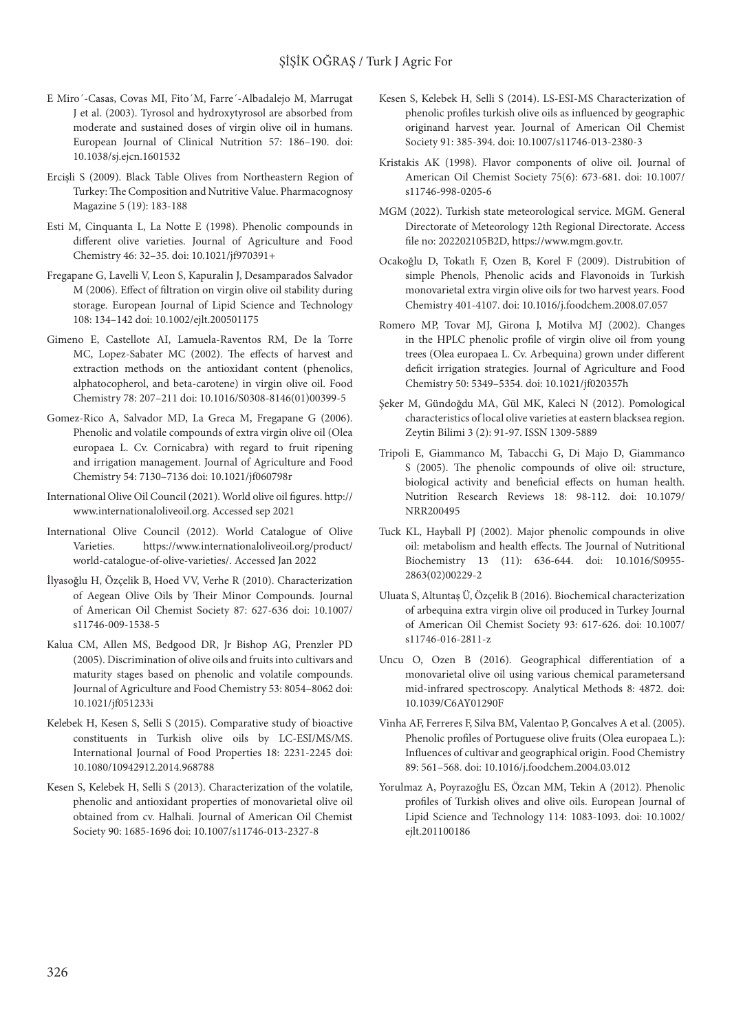E Miro´-Casas, Covas MI, Fito´M, Farre´-Albadalejo M, Marrugat J et al. (2003). Tyrosol and hydroxytyrosol are absorbed from moderate and sustained doses of virgin olive oil in humans. European Journal of Clinical Nutrition 57: 186–190. doi: 10.1038/sj.ejcn.1601532

Ercişli S (2009). Black Table Olives from Northeastern Region of Turkey: The Composition and Nutritive Value. Pharmacognosy Magazine 5 (19): 183-188

Esti M, Cinquanta L, La Notte E (1998). Phenolic compounds in different olive varieties. Journal of Agriculture and Food Chemistry 46: 32–35. doi: 10.1021/jf970391+

Fregapane G, Lavelli V, Leon S, Kapuralin J, Desamparados Salvador M (2006). Effect of filtration on virgin olive oil stability during storage. European Journal of Lipid Science and Technology 108: 134–142 doi: 10.1002/ejlt.200501175

Gimeno E, Castellote AI, Lamuela-Raventos RM, De la Torre MC, Lopez-Sabater MC (2002). The effects of harvest and extraction methods on the antioxidant content (phenolics, alphatocopherol, and beta-carotene) in virgin olive oil. Food Chemistry 78: 207–211 doi: 10.1016/S0308-8146(01)00399-5

Gomez-Rico A, Salvador MD, La Greca M, Fregapane G (2006). Phenolic and volatile compounds of extra virgin olive oil (Olea europaea L. Cv. Cornicabra) with regard to fruit ripening and irrigation management. Journal of Agriculture and Food Chemistry 54: 7130–7136 doi: 10.1021/jf060798r

International Olive Oil Council (2021). World olive oil figures. http://www.internationaloliveoil.org. Accessed sep 2021

International Olive Council (2012). World Catalogue of Olive Varieties. https://www.internationaloliveoil.org/product/world-catalogue-of-olive-varieties/. Accessed Jan 2022

İlyasoğlu H, Özçelik B, Hoed VV, Verhe R (2010). Characterization of Aegean Olive Oils by Their Minor Compounds. Journal of American Oil Chemist Society 87: 627-636 doi: 10.1007/s11746-009-1538-5

Kalua CM, Allen MS, Bedgood DR, Jr Bishop AG, Prenzler PD (2005). Discrimination of olive oils and fruits into cultivars and maturity stages based on phenolic and volatile compounds. Journal of Agriculture and Food Chemistry 53: 8054–8062 doi: 10.1021/jf051233i

Kelebek H, Kesen S, Selli S (2015). Comparative study of bioactive constituents in Turkish olive oils by LC-ESI/MS/MS. International Journal of Food Properties 18: 2231-2245 doi: 10.1080/10942912.2014.968788

Kesen S, Kelebek H, Selli S (2013). Characterization of the volatile, phenolic and antioxidant properties of monovarietal olive oil obtained from cv. Halhali. Journal of American Oil Chemist Society 90: 1685-1696 doi: 10.1007/s11746-013-2327-8

Kesen S, Kelebek H, Selli S (2014). LS-ESI-MS Characterization of phenolic profiles turkish olive oils as influenced by geographic originand harvest year. Journal of American Oil Chemist Society 91: 385-394. doi: 10.1007/s11746-013-2380-3

Kristakis AK (1998). Flavor components of olive oil. Journal of American Oil Chemist Society 75(6): 673-681. doi: 10.1007/s11746-998-0205-6

MGM (2022). Turkish state meteorological service. MGM. General Directorate of Meteorology 12th Regional Directorate. Access file no: 202202105B2D, https://www.mgm.gov.tr.

Ocakoğlu D, Tokatlı F, Ozen B, Korel F (2009). Distrubition of simple Phenols, Phenolic acids and Flavonoids in Turkish monovarietal extra virgin olive oils for two harvest years. Food Chemistry 401-4107. doi: 10.1016/j.foodchem.2008.07.057

Romero MP, Tovar MJ, Girona J, Motilva MJ (2002). Changes in the HPLC phenolic profile of virgin olive oil from young trees (Olea europaea L. Cv. Arbequina) grown under different deficit irrigation strategies. Journal of Agriculture and Food Chemistry 50: 5349–5354. doi: 10.1021/jf020357h

Şeker M, Gündoğdu MA, Gül MK, Kaleci N (2012). Pomological characteristics of local olive varieties at eastern blacksea region. Zeytin Bilimi 3 (2): 91-97. ISSN 1309-5889

Tripoli E, Giammanco M, Tabacchi G, Di Majo D, Giammanco S (2005). The phenolic compounds of olive oil: structure, biological activity and beneficial effects on human health. Nutrition Research Reviews 18: 98-112. doi: 10.1079/NRR200495

Tuck KL, Hayball PJ (2002). Major phenolic compounds in olive oil: metabolism and health effects. The Journal of Nutritional Biochemistry 13 (11): 636-644. doi: 10.1016/S0955-2863(02)00229-2

Uluata S, Altuntaş Ü, Özçelik B (2016). Biochemical characterization of arbequina extra virgin olive oil produced in Turkey Journal of American Oil Chemist Society 93: 617-626. doi: 10.1007/s11746-016-2811-z

Uncu O, Ozen B (2016). Geographical differentiation of a monovarietal olive oil using various chemical parametersand mid-infrared spectroscopy. Analytical Methods 8: 4872. doi: 10.1039/C6AY01290F

Vinha AF, Ferreres F, Silva BM, Valentao P, Goncalves A et al. (2005). Phenolic profiles of Portuguese olive fruits (Olea europaea L.): Influences of cultivar and geographical origin. Food Chemistry 89: 561–568. doi: 10.1016/j.foodchem.2004.03.012

Yorulmaz A, Poyrazoğlu ES, Özcan MM, Tekin A (2012). Phenolic profiles of Turkish olives and olive oils. European Journal of Lipid Science and Technology 114: 1083-1093. doi: 10.1002/ejlt.201100186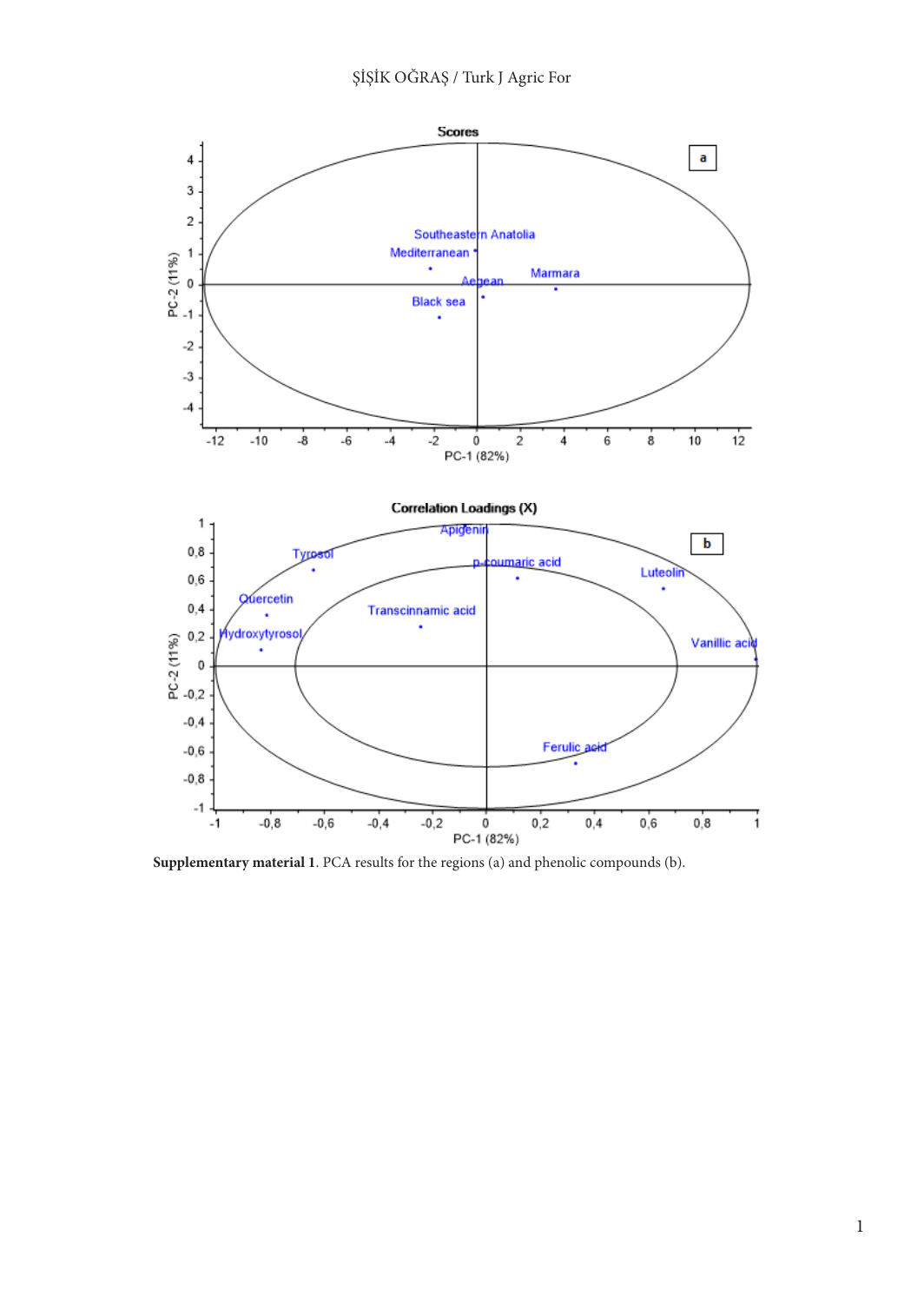**Supplementary material 1**. PCA results for the regions (a) and phenolic compounds (b).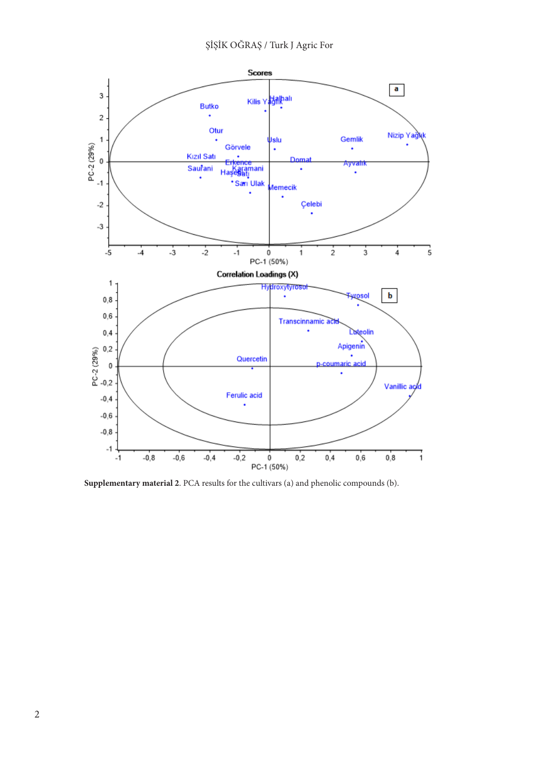**Supplementary material 2**. PCA results for the cultivars (a) and phenolic compounds (b).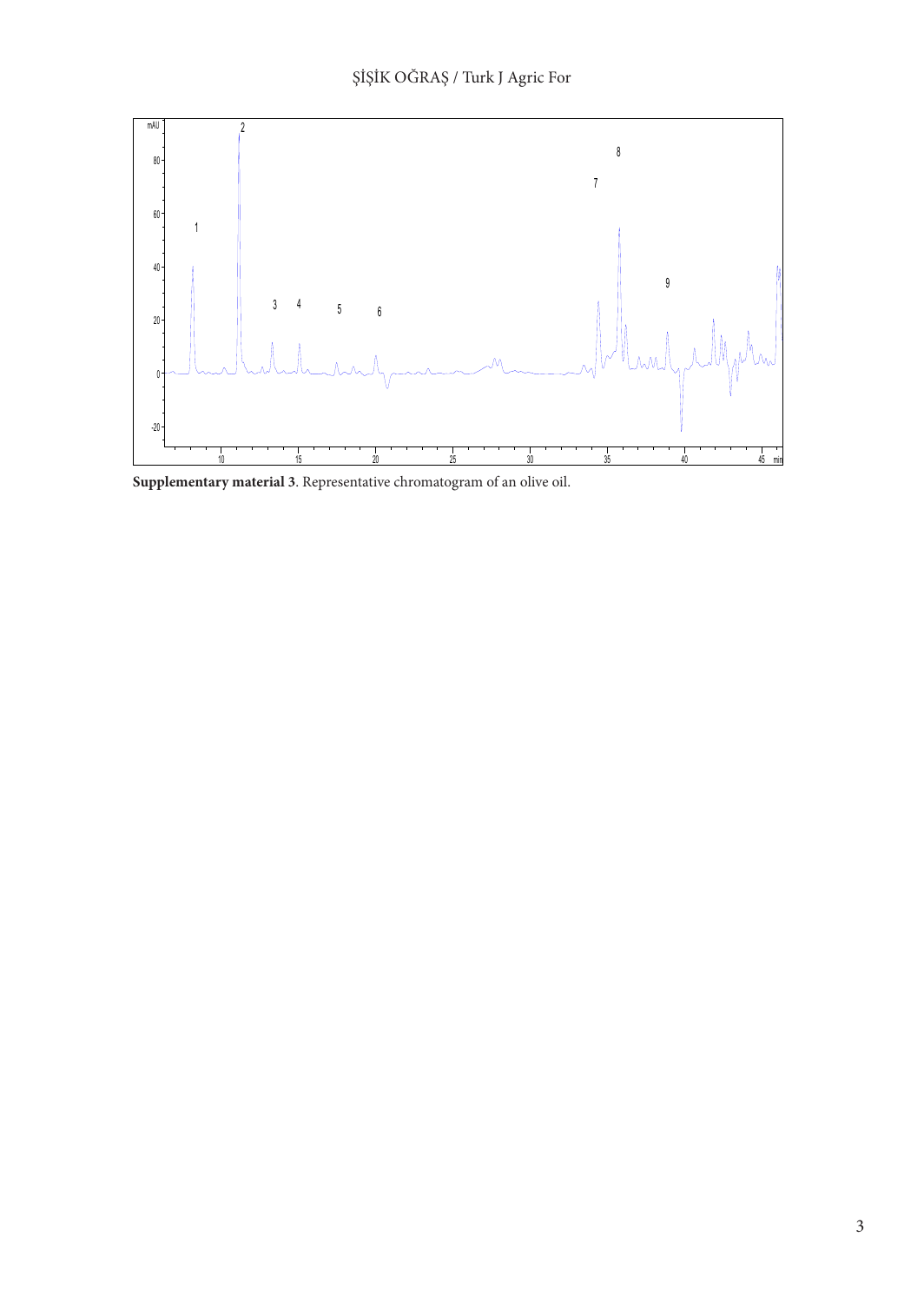mAU

80

60

40

20

0

-20

10 15 20 25 30 35 40 45 min

1 2 3 4 5 6 7 8 9

**Supplementary material 3**. Representative chromatogram of an olive oil.